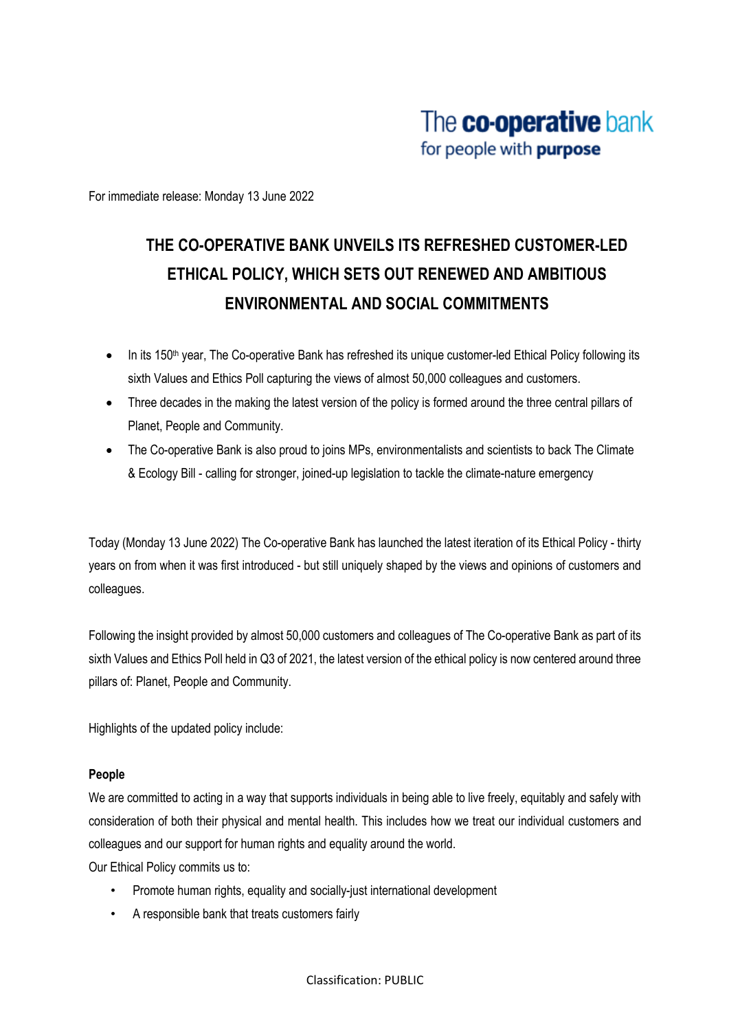The co-operative bank
for people with purpose

For immediate release: Monday 13 June 2022

# THE CO-OPERATIVE BANK UNVEILS ITS REFRESHED CUSTOMER-LED ETHICAL POLICY, WHICH SETS OUT RENEWED AND AMBITIOUS ENVIRONMENTAL AND SOCIAL COMMITMENTS

- In its 150th year, The Co-operative Bank has refreshed its unique customer-led Ethical Policy following its sixth Values and Ethics Poll capturing the views of almost 50,000 colleagues and customers.
- Three decades in the making the latest version of the policy is formed around the three central pillars of Planet, People and Community.
- The Co-operative Bank is also proud to joins MPs, environmentalists and scientists to back The Climate & Ecology Bill - calling for stronger, joined-up legislation to tackle the climate-nature emergency

Today (Monday 13 June 2022) The Co-operative Bank has launched the latest iteration of its Ethical Policy - thirty years on from when it was first introduced - but still uniquely shaped by the views and opinions of customers and colleagues.

Following the insight provided by almost 50,000 customers and colleagues of The Co-operative Bank as part of its sixth Values and Ethics Poll held in Q3 of 2021, the latest version of the ethical policy is now centered around three pillars of: Planet, People and Community.

Highlights of the updated policy include:

**People**

We are committed to acting in a way that supports individuals in being able to live freely, equitably and safely with consideration of both their physical and mental health. This includes how we treat our individual customers and colleagues and our support for human rights and equality around the world.

Our Ethical Policy commits us to:

- Promote human rights, equality and socially-just international development
- A responsible bank that treats customers fairly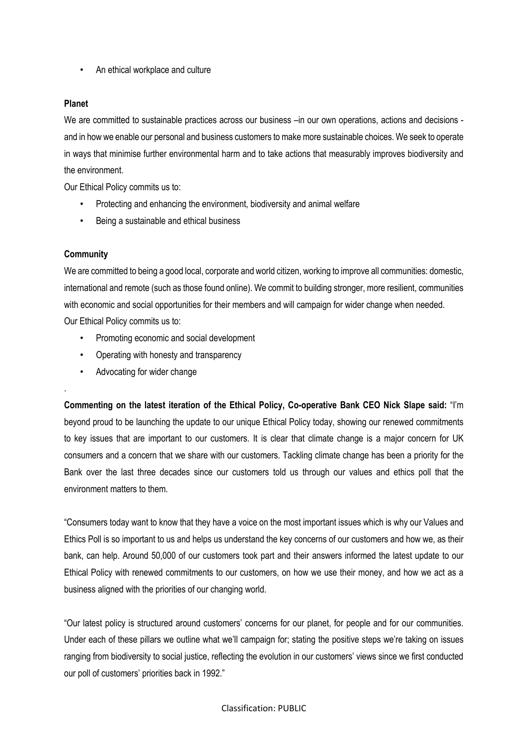- An ethical workplace and culture

**Planet**

We are committed to sustainable practices across our business –in our own operations, actions and decisions - and in how we enable our personal and business customers to make more sustainable choices. We seek to operate in ways that minimise further environmental harm and to take actions that measurably improves biodiversity and the environment.

Our Ethical Policy commits us to:

- Protecting and enhancing the environment, biodiversity and animal welfare
- Being a sustainable and ethical business

**Community**

We are committed to being a good local, corporate and world citizen, working to improve all communities: domestic, international and remote (such as those found online). We commit to building stronger, more resilient, communities with economic and social opportunities for their members and will campaign for wider change when needed.

Our Ethical Policy commits us to:

- Promoting economic and social development
- Operating with honesty and transparency
- Advocating for wider change

.

**Commenting on the latest iteration of the Ethical Policy, Co-operative Bank CEO Nick Slape said:** "I'm beyond proud to be launching the update to our unique Ethical Policy today, showing our renewed commitments to key issues that are important to our customers. It is clear that climate change is a major concern for UK consumers and a concern that we share with our customers. Tackling climate change has been a priority for the Bank over the last three decades since our customers told us through our values and ethics poll that the environment matters to them.

"Consumers today want to know that they have a voice on the most important issues which is why our Values and Ethics Poll is so important to us and helps us understand the key concerns of our customers and how we, as their bank, can help. Around 50,000 of our customers took part and their answers informed the latest update to our Ethical Policy with renewed commitments to our customers, on how we use their money, and how we act as a business aligned with the priorities of our changing world.

"Our latest policy is structured around customers' concerns for our planet, for people and for our communities. Under each of these pillars we outline what we'll campaign for; stating the positive steps we're taking on issues ranging from biodiversity to social justice, reflecting the evolution in our customers' views since we first conducted our poll of customers' priorities back in 1992."

Classification: PUBLIC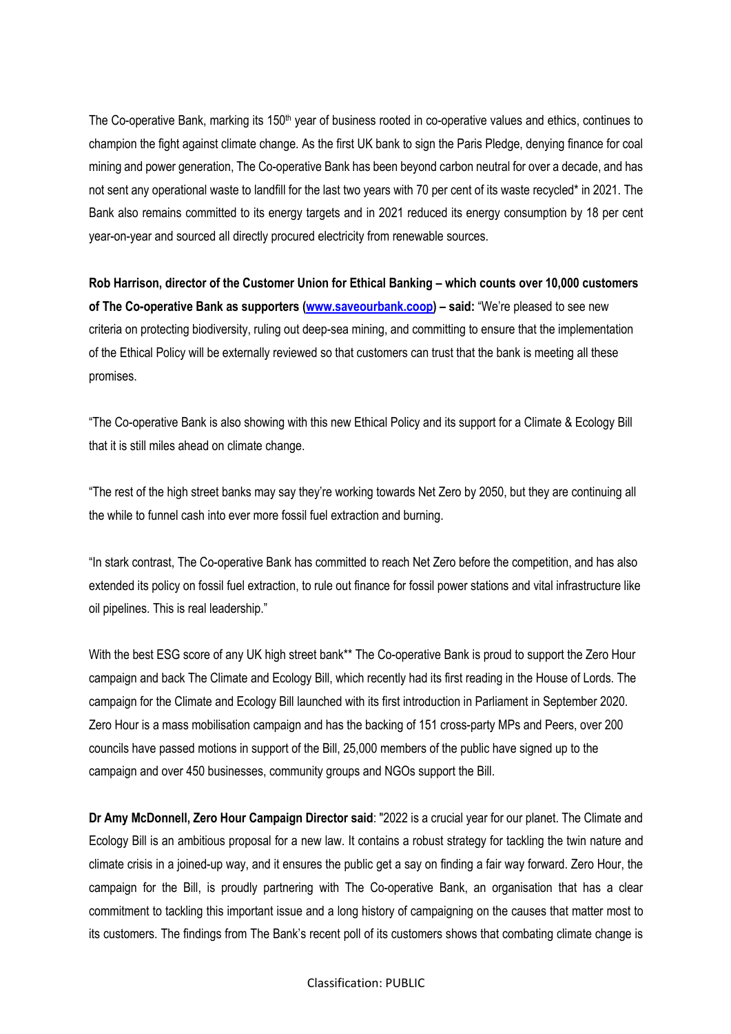The Co-operative Bank, marking its 150th year of business rooted in co-operative values and ethics, continues to champion the fight against climate change. As the first UK bank to sign the Paris Pledge, denying finance for coal mining and power generation, The Co-operative Bank has been beyond carbon neutral for over a decade, and has not sent any operational waste to landfill for the last two years with 70 per cent of its waste recycled* in 2021. The Bank also remains committed to its energy targets and in 2021 reduced its energy consumption by 18 per cent year-on-year and sourced all directly procured electricity from renewable sources.

**Rob Harrison, director of the Customer Union for Ethical Banking – which counts over 10,000 customers of The Co-operative Bank as supporters ([www.saveourbank.coop](www.saveourbank.coop)) – said:** "We're pleased to see new criteria on protecting biodiversity, ruling out deep-sea mining, and committing to ensure that the implementation of the Ethical Policy will be externally reviewed so that customers can trust that the bank is meeting all these promises.

"The Co-operative Bank is also showing with this new Ethical Policy and its support for a Climate & Ecology Bill that it is still miles ahead on climate change.

"The rest of the high street banks may say they're working towards Net Zero by 2050, but they are continuing all the while to funnel cash into ever more fossil fuel extraction and burning.

"In stark contrast, The Co-operative Bank has committed to reach Net Zero before the competition, and has also extended its policy on fossil fuel extraction, to rule out finance for fossil power stations and vital infrastructure like oil pipelines. This is real leadership."

With the best ESG score of any UK high street bank** The Co-operative Bank is proud to support the Zero Hour campaign and back The Climate and Ecology Bill, which recently had its first reading in the House of Lords. The campaign for the Climate and Ecology Bill launched with its first introduction in Parliament in September 2020. Zero Hour is a mass mobilisation campaign and has the backing of 151 cross-party MPs and Peers, over 200 councils have passed motions in support of the Bill, 25,000 members of the public have signed up to the campaign and over 450 businesses, community groups and NGOs support the Bill.

**Dr Amy McDonnell, Zero Hour Campaign Director said**: "2022 is a crucial year for our planet. The Climate and Ecology Bill is an ambitious proposal for a new law. It contains a robust strategy for tackling the twin nature and climate crisis in a joined-up way, and it ensures the public get a say on finding a fair way forward. Zero Hour, the campaign for the Bill, is proudly partnering with The Co-operative Bank, an organisation that has a clear commitment to tackling this important issue and a long history of campaigning on the causes that matter most to its customers. The findings from The Bank's recent poll of its customers shows that combating climate change is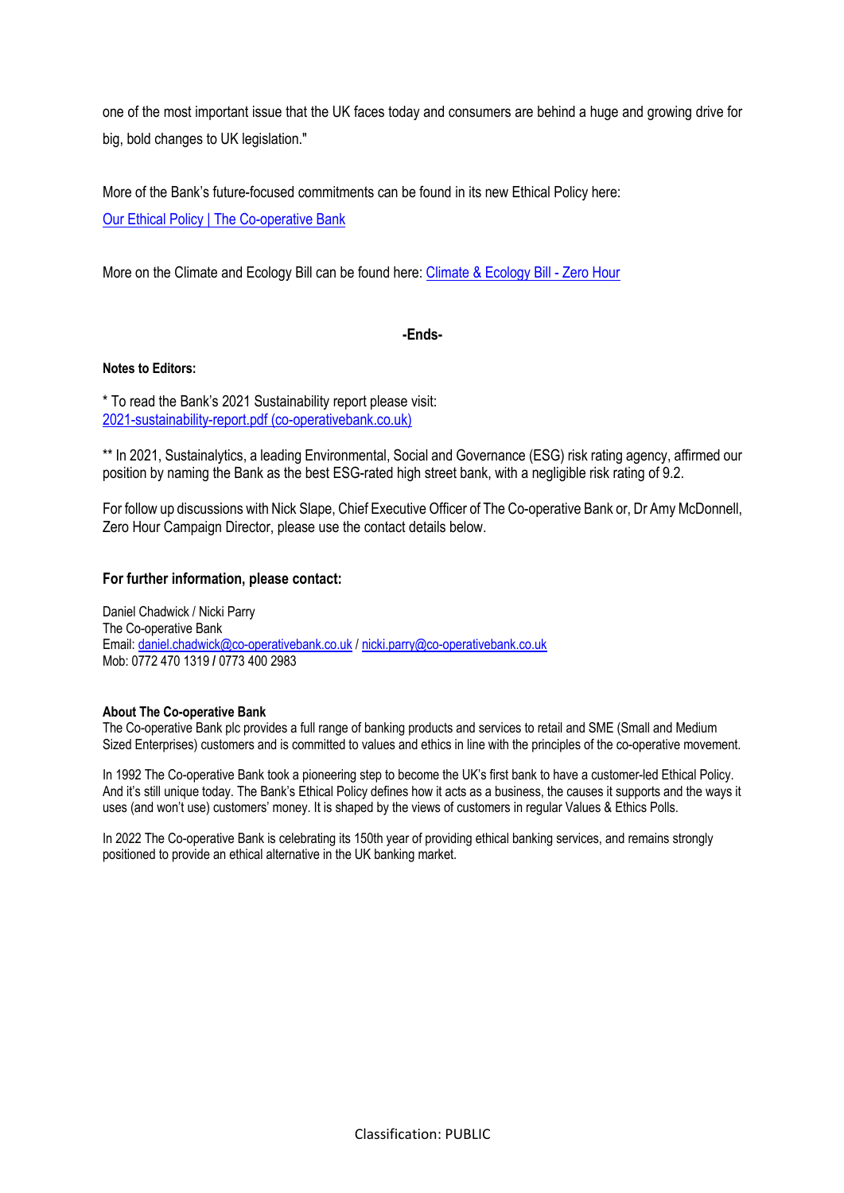one of the most important issue that the UK faces today and consumers are behind a huge and growing drive for big, bold changes to UK legislation."

More of the Bank's future-focused commitments can be found in its new Ethical Policy here: [Our Ethical Policy | The Co-operative Bank]

More on the Climate and Ecology Bill can be found here: [Climate & Ecology Bill - Zero Hour]

**-Ends-**

**Notes to Editors:**

* To read the Bank's 2021 Sustainability report please visit: [2021-sustainability-report.pdf (co-operativebank.co.uk)]

** In 2021, Sustainalytics, a leading Environmental, Social and Governance (ESG) risk rating agency, affirmed our position by naming the Bank as the best ESG-rated high street bank, with a negligible risk rating of 9.2.

For follow up discussions with Nick Slape, Chief Executive Officer of The Co-operative Bank or, Dr Amy McDonnell, Zero Hour Campaign Director, please use the contact details below.

**For further information, please contact:**

Daniel Chadwick / Nicki Parry
The Co-operative Bank
Email: daniel.chadwick@co-operativebank.co.uk / nicki.parry@co-operativebank.co.uk
Mob: 0772 470 1319 / 0773 400 2983

**About The Co-operative Bank**
The Co-operative Bank plc provides a full range of banking products and services to retail and SME (Small and Medium Sized Enterprises) customers and is committed to values and ethics in line with the principles of the co-operative movement.

In 1992 The Co-operative Bank took a pioneering step to become the UK's first bank to have a customer-led Ethical Policy. And it's still unique today. The Bank's Ethical Policy defines how it acts as a business, the causes it supports and the ways it uses (and won't use) customers' money. It is shaped by the views of customers in regular Values & Ethics Polls.

In 2022 The Co-operative Bank is celebrating its 150th year of providing ethical banking services, and remains strongly positioned to provide an ethical alternative in the UK banking market.

Classification: PUBLIC